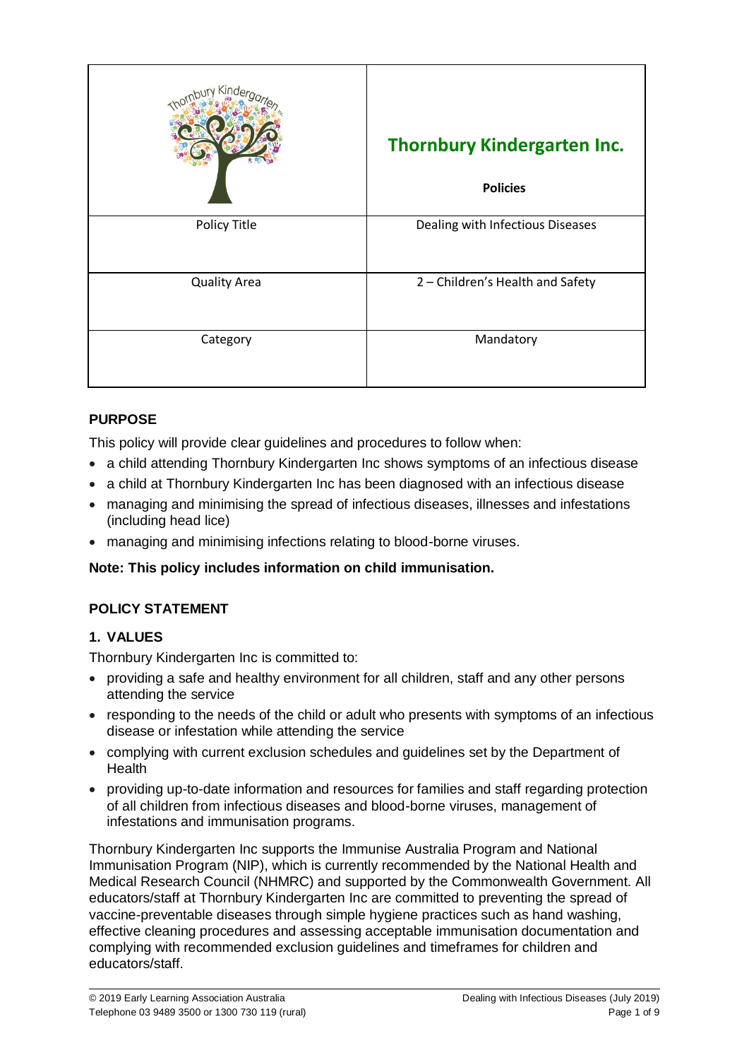| | **Thornbury Kindergarten Inc.**<br><br>**Policies** |
|---|---|
| Policy Title | Dealing with Infectious Diseases |
| Quality Area | 2 – Children's Health and Safety |
| Category | Mandatory |

## PURPOSE

This policy will provide clear guidelines and procedures to follow when:

- a child attending Thornbury Kindergarten Inc shows symptoms of an infectious disease
- a child at Thornbury Kindergarten Inc has been diagnosed with an infectious disease
- managing and minimising the spread of infectious diseases, illnesses and infestations (including head lice)
- managing and minimising infections relating to blood-borne viruses.

**Note: This policy includes information on child immunisation.**

## POLICY STATEMENT

### 1. VALUES

Thornbury Kindergarten Inc is committed to:

- providing a safe and healthy environment for all children, staff and any other persons attending the service
- responding to the needs of the child or adult who presents with symptoms of an infectious disease or infestation while attending the service
- complying with current exclusion schedules and guidelines set by the Department of Health
- providing up-to-date information and resources for families and staff regarding protection of all children from infectious diseases and blood-borne viruses, management of infestations and immunisation programs.

Thornbury Kindergarten Inc supports the Immunise Australia Program and National Immunisation Program (NIP), which is currently recommended by the National Health and Medical Research Council (NHMRC) and supported by the Commonwealth Government. All educators/staff at Thornbury Kindergarten Inc are committed to preventing the spread of vaccine-preventable diseases through simple hygiene practices such as hand washing, effective cleaning procedures and assessing acceptable immunisation documentation and complying with recommended exclusion guidelines and timeframes for children and educators/staff.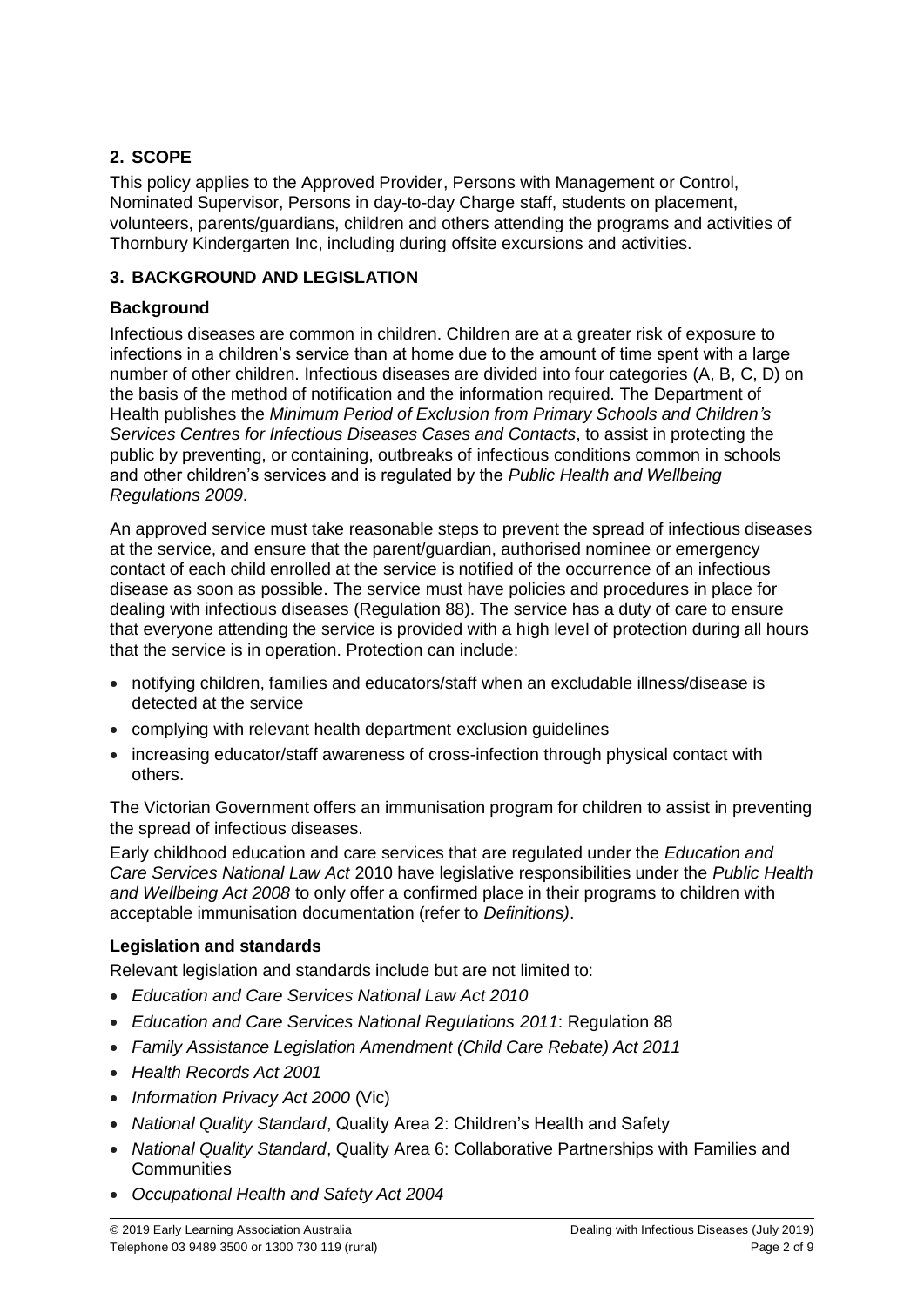## 2. SCOPE

This policy applies to the Approved Provider, Persons with Management or Control, Nominated Supervisor, Persons in day-to-day Charge staff, students on placement, volunteers, parents/guardians, children and others attending the programs and activities of Thornbury Kindergarten Inc, including during offsite excursions and activities.

## 3. BACKGROUND AND LEGISLATION

### Background

Infectious diseases are common in children. Children are at a greater risk of exposure to infections in a children's service than at home due to the amount of time spent with a large number of other children. Infectious diseases are divided into four categories (A, B, C, D) on the basis of the method of notification and the information required. The Department of Health publishes the *Minimum Period of Exclusion from Primary Schools and Children's Services Centres for Infectious Diseases Cases and Contacts*, to assist in protecting the public by preventing, or containing, outbreaks of infectious conditions common in schools and other children's services and is regulated by the *Public Health and Wellbeing Regulations 2009*.

An approved service must take reasonable steps to prevent the spread of infectious diseases at the service, and ensure that the parent/guardian, authorised nominee or emergency contact of each child enrolled at the service is notified of the occurrence of an infectious disease as soon as possible. The service must have policies and procedures in place for dealing with infectious diseases (Regulation 88). The service has a duty of care to ensure that everyone attending the service is provided with a high level of protection during all hours that the service is in operation. Protection can include:

- notifying children, families and educators/staff when an excludable illness/disease is detected at the service
- complying with relevant health department exclusion guidelines
- increasing educator/staff awareness of cross-infection through physical contact with others.

The Victorian Government offers an immunisation program for children to assist in preventing the spread of infectious diseases.

Early childhood education and care services that are regulated under the *Education and Care Services National Law Act* 2010 have legislative responsibilities under the *Public Health and Wellbeing Act 2008* to only offer a confirmed place in their programs to children with acceptable immunisation documentation (refer to *Definitions)*.

### Legislation and standards

Relevant legislation and standards include but are not limited to:

- *Education and Care Services National Law Act 2010*
- *Education and Care Services National Regulations 2011*: Regulation 88
- *Family Assistance Legislation Amendment (Child Care Rebate) Act 2011*
- *Health Records Act 2001*
- *Information Privacy Act 2000* (Vic)
- *National Quality Standard*, Quality Area 2: Children's Health and Safety
- *National Quality Standard*, Quality Area 6: Collaborative Partnerships with Families and Communities
- *Occupational Health and Safety Act 2004*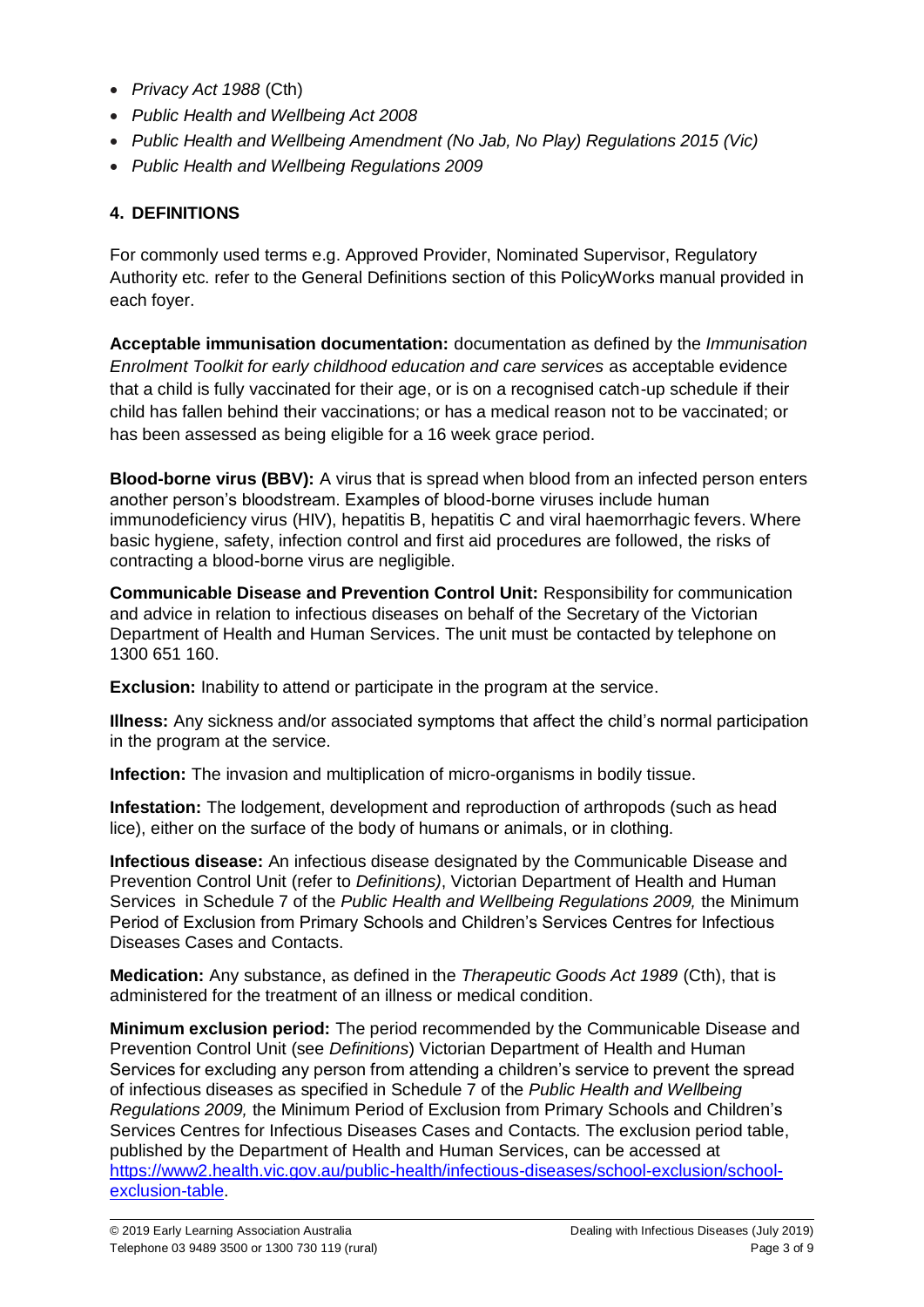- *Privacy Act 1988* (Cth)
- *Public Health and Wellbeing Act 2008*
- *Public Health and Wellbeing Amendment (No Jab, No Play) Regulations 2015 (Vic)*
- *Public Health and Wellbeing Regulations 2009*

## 4. DEFINITIONS

For commonly used terms e.g. Approved Provider, Nominated Supervisor, Regulatory Authority etc. refer to the General Definitions section of this PolicyWorks manual provided in each foyer.

**Acceptable immunisation documentation:** documentation as defined by the *Immunisation Enrolment Toolkit for early childhood education and care services* as acceptable evidence that a child is fully vaccinated for their age, or is on a recognised catch-up schedule if their child has fallen behind their vaccinations; or has a medical reason not to be vaccinated; or has been assessed as being eligible for a 16 week grace period.

**Blood-borne virus (BBV):** A virus that is spread when blood from an infected person enters another person's bloodstream. Examples of blood-borne viruses include human immunodeficiency virus (HIV), hepatitis B, hepatitis C and viral haemorrhagic fevers. Where basic hygiene, safety, infection control and first aid procedures are followed, the risks of contracting a blood-borne virus are negligible.

**Communicable Disease and Prevention Control Unit:** Responsibility for communication and advice in relation to infectious diseases on behalf of the Secretary of the Victorian Department of Health and Human Services. The unit must be contacted by telephone on 1300 651 160.

**Exclusion:** Inability to attend or participate in the program at the service.

**Illness:** Any sickness and/or associated symptoms that affect the child's normal participation in the program at the service.

**Infection:** The invasion and multiplication of micro-organisms in bodily tissue.

**Infestation:** The lodgement, development and reproduction of arthropods (such as head lice), either on the surface of the body of humans or animals, or in clothing.

**Infectious disease:** An infectious disease designated by the Communicable Disease and Prevention Control Unit (refer to *Definitions)*, Victorian Department of Health and Human Services in Schedule 7 of the *Public Health and Wellbeing Regulations 2009,* the Minimum Period of Exclusion from Primary Schools and Children's Services Centres for Infectious Diseases Cases and Contacts.

**Medication:** Any substance, as defined in the *Therapeutic Goods Act 1989* (Cth), that is administered for the treatment of an illness or medical condition.

**Minimum exclusion period:** The period recommended by the Communicable Disease and Prevention Control Unit (see *Definitions*) Victorian Department of Health and Human Services for excluding any person from attending a children's service to prevent the spread of infectious diseases as specified in Schedule 7 of the *Public Health and Wellbeing Regulations 2009,* the Minimum Period of Exclusion from Primary Schools and Children's Services Centres for Infectious Diseases Cases and Contacts. The exclusion period table, published by the Department of Health and Human Services, can be accessed at [https://www2.health.vic.gov.au/public-health/infectious-diseases/school-exclusion/school-exclusion-table](https://www2.health.vic.gov.au/public-health/infectious-diseases/school-exclusion/school-exclusion-table).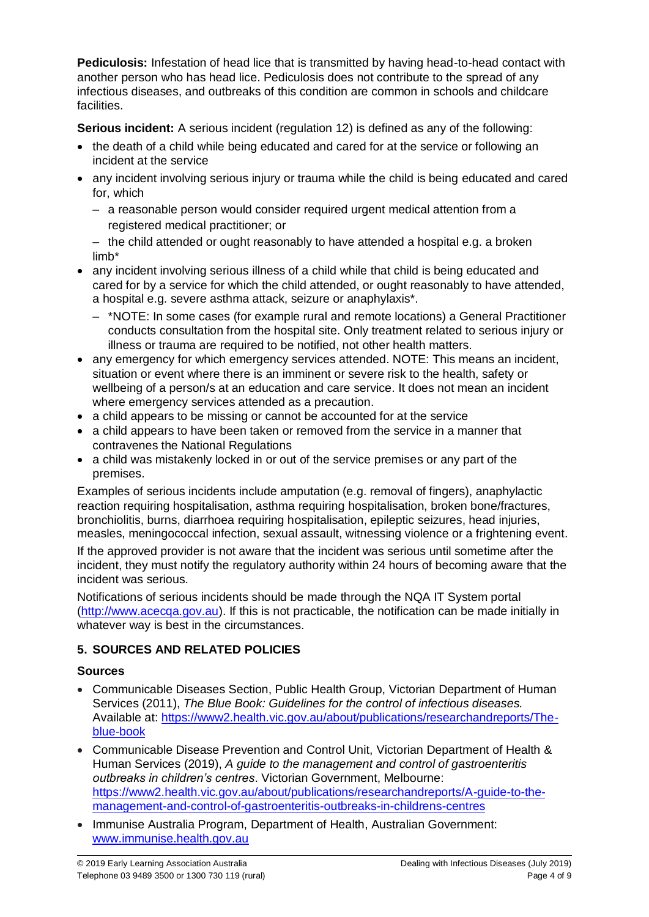**Pediculosis:** Infestation of head lice that is transmitted by having head-to-head contact with another person who has head lice. Pediculosis does not contribute to the spread of any infectious diseases, and outbreaks of this condition are common in schools and childcare facilities.

**Serious incident:** A serious incident (regulation 12) is defined as any of the following:

- the death of a child while being educated and cared for at the service or following an incident at the service
- any incident involving serious injury or trauma while the child is being educated and cared for, which
  - a reasonable person would consider required urgent medical attention from a registered medical practitioner; or
  - the child attended or ought reasonably to have attended a hospital e.g. a broken limb*
- any incident involving serious illness of a child while that child is being educated and cared for by a service for which the child attended, or ought reasonably to have attended, a hospital e.g. severe asthma attack, seizure or anaphylaxis*.
  - *NOTE: In some cases (for example rural and remote locations) a General Practitioner conducts consultation from the hospital site. Only treatment related to serious injury or illness or trauma are required to be notified, not other health matters.
- any emergency for which emergency services attended. NOTE: This means an incident, situation or event where there is an imminent or severe risk to the health, safety or wellbeing of a person/s at an education and care service. It does not mean an incident where emergency services attended as a precaution.
- a child appears to be missing or cannot be accounted for at the service
- a child appears to have been taken or removed from the service in a manner that contravenes the National Regulations
- a child was mistakenly locked in or out of the service premises or any part of the premises.

Examples of serious incidents include amputation (e.g. removal of fingers), anaphylactic reaction requiring hospitalisation, asthma requiring hospitalisation, broken bone/fractures, bronchiolitis, burns, diarrhoea requiring hospitalisation, epileptic seizures, head injuries, measles, meningococcal infection, sexual assault, witnessing violence or a frightening event.

If the approved provider is not aware that the incident was serious until sometime after the incident, they must notify the regulatory authority within 24 hours of becoming aware that the incident was serious.

Notifications of serious incidents should be made through the NQA IT System portal (http://www.acecqa.gov.au). If this is not practicable, the notification can be made initially in whatever way is best in the circumstances.

## 5. SOURCES AND RELATED POLICIES

### Sources

- Communicable Diseases Section, Public Health Group, Victorian Department of Human Services (2011), *The Blue Book: Guidelines for the control of infectious diseases.* Available at: https://www2.health.vic.gov.au/about/publications/researchandreports/The-blue-book
- Communicable Disease Prevention and Control Unit, Victorian Department of Health & Human Services (2019), *A guide to the management and control of gastroenteritis outbreaks in children's centres*. Victorian Government, Melbourne: https://www2.health.vic.gov.au/about/publications/researchandreports/A-guide-to-the-management-and-control-of-gastroenteritis-outbreaks-in-childrens-centres
- Immunise Australia Program, Department of Health, Australian Government: www.immunise.health.gov.au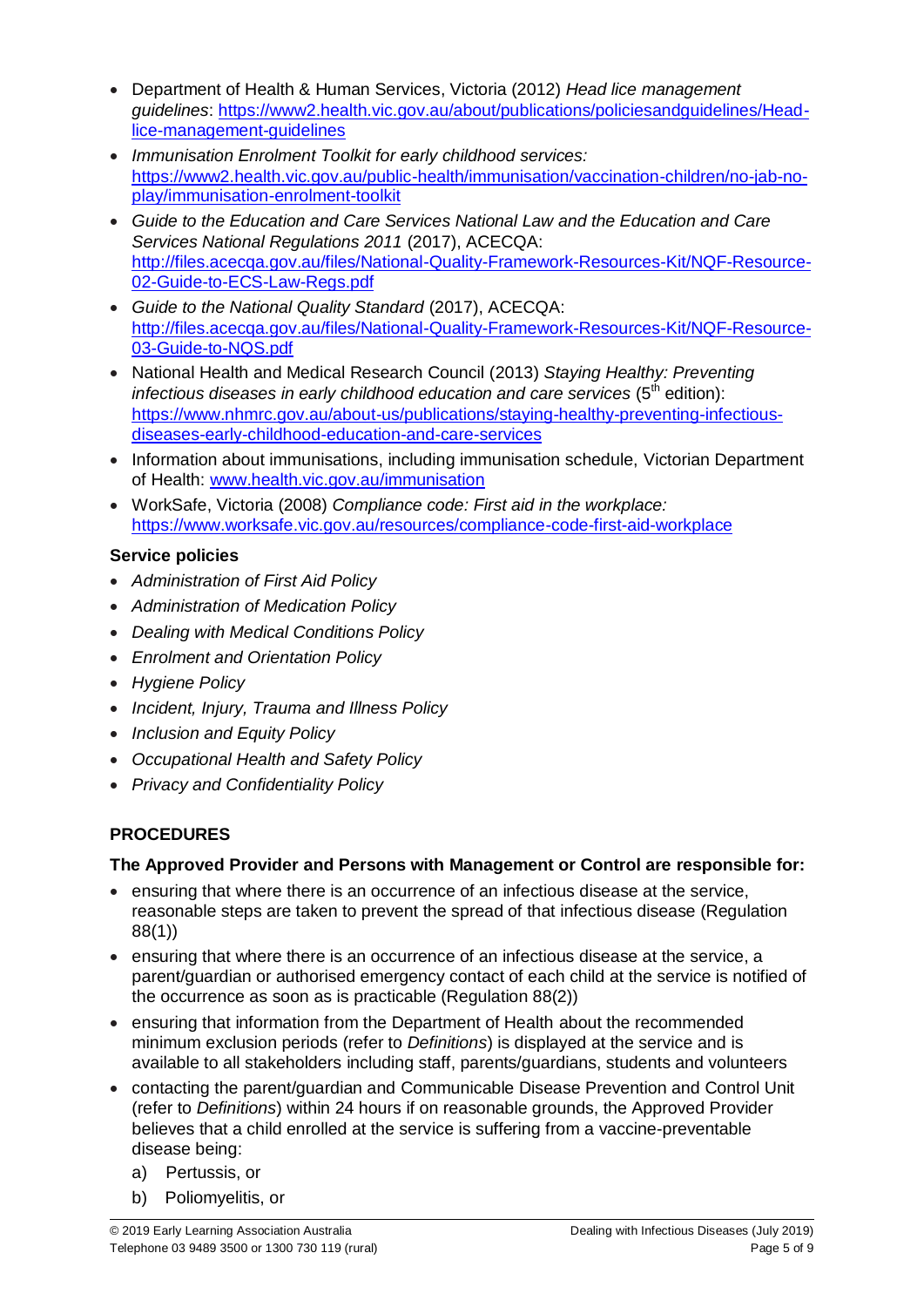- Department of Health & Human Services, Victoria (2012) *Head lice management guidelines*: https://www2.health.vic.gov.au/about/publications/policiesandguidelines/Head-lice-management-guidelines
- *Immunisation Enrolment Toolkit for early childhood services:* https://www2.health.vic.gov.au/public-health/immunisation/vaccination-children/no-jab-no-play/immunisation-enrolment-toolkit
- *Guide to the Education and Care Services National Law and the Education and Care Services National Regulations 2011* (2017), ACECQA: http://files.acecqa.gov.au/files/National-Quality-Framework-Resources-Kit/NQF-Resource-02-Guide-to-ECS-Law-Regs.pdf
- *Guide to the National Quality Standard* (2017), ACECQA: http://files.acecqa.gov.au/files/National-Quality-Framework-Resources-Kit/NQF-Resource-03-Guide-to-NQS.pdf
- National Health and Medical Research Council (2013) *Staying Healthy: Preventing infectious diseases in early childhood education and care services* (5th edition): https://www.nhmrc.gov.au/about-us/publications/staying-healthy-preventing-infectious-diseases-early-childhood-education-and-care-services
- Information about immunisations, including immunisation schedule, Victorian Department of Health: www.health.vic.gov.au/immunisation
- WorkSafe, Victoria (2008) *Compliance code: First aid in the workplace:* https://www.worksafe.vic.gov.au/resources/compliance-code-first-aid-workplace

**Service policies**

- *Administration of First Aid Policy*
- *Administration of Medication Policy*
- *Dealing with Medical Conditions Policy*
- *Enrolment and Orientation Policy*
- *Hygiene Policy*
- *Incident, Injury, Trauma and Illness Policy*
- *Inclusion and Equity Policy*
- *Occupational Health and Safety Policy*
- *Privacy and Confidentiality Policy*

## PROCEDURES

**The Approved Provider and Persons with Management or Control are responsible for:**

- ensuring that where there is an occurrence of an infectious disease at the service, reasonable steps are taken to prevent the spread of that infectious disease (Regulation 88(1))
- ensuring that where there is an occurrence of an infectious disease at the service, a parent/guardian or authorised emergency contact of each child at the service is notified of the occurrence as soon as is practicable (Regulation 88(2))
- ensuring that information from the Department of Health about the recommended minimum exclusion periods (refer to *Definitions*) is displayed at the service and is available to all stakeholders including staff, parents/guardians, students and volunteers
- contacting the parent/guardian and Communicable Disease Prevention and Control Unit (refer to *Definitions*) within 24 hours if on reasonable grounds, the Approved Provider believes that a child enrolled at the service is suffering from a vaccine-preventable disease being:
  a) Pertussis, or
  b) Poliomyelitis, or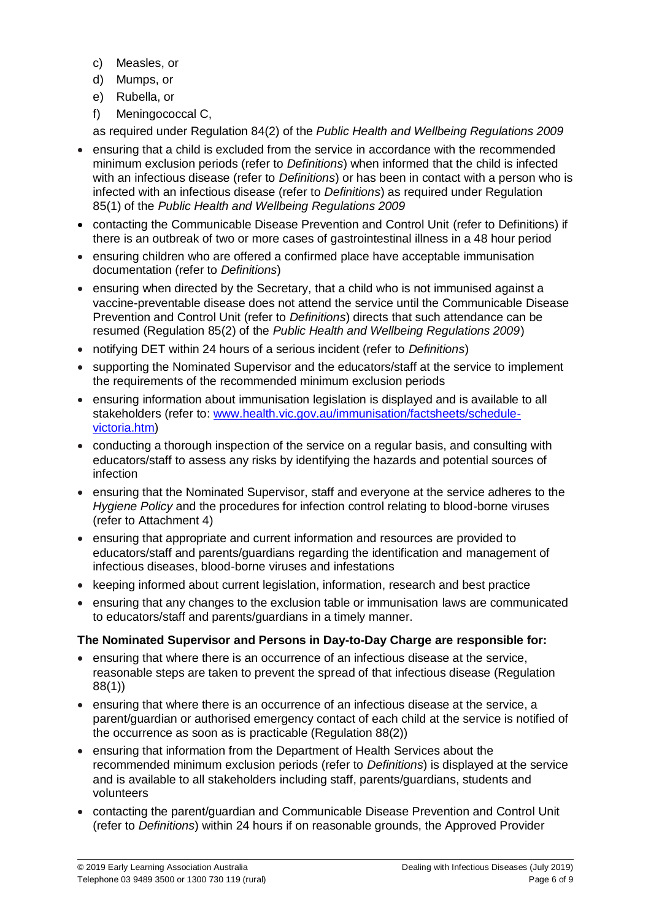c) Measles, or
d) Mumps, or
e) Rubella, or
f) Meningococcal C,

as required under Regulation 84(2) of the *Public Health and Wellbeing Regulations 2009*

- ensuring that a child is excluded from the service in accordance with the recommended minimum exclusion periods (refer to *Definitions*) when informed that the child is infected with an infectious disease (refer to *Definitions*) or has been in contact with a person who is infected with an infectious disease (refer to *Definitions*) as required under Regulation 85(1) of the *Public Health and Wellbeing Regulations 2009*
- contacting the Communicable Disease Prevention and Control Unit (refer to Definitions) if there is an outbreak of two or more cases of gastrointestinal illness in a 48 hour period
- ensuring children who are offered a confirmed place have acceptable immunisation documentation (refer to *Definitions*)
- ensuring when directed by the Secretary, that a child who is not immunised against a vaccine-preventable disease does not attend the service until the Communicable Disease Prevention and Control Unit (refer to *Definitions*) directs that such attendance can be resumed (Regulation 85(2) of the *Public Health and Wellbeing Regulations 2009*)
- notifying DET within 24 hours of a serious incident (refer to *Definitions*)
- supporting the Nominated Supervisor and the educators/staff at the service to implement the requirements of the recommended minimum exclusion periods
- ensuring information about immunisation legislation is displayed and is available to all stakeholders (refer to: [www.health.vic.gov.au/immunisation/factsheets/schedule-victoria.htm](www.health.vic.gov.au/immunisation/factsheets/schedule-victoria.htm))
- conducting a thorough inspection of the service on a regular basis, and consulting with educators/staff to assess any risks by identifying the hazards and potential sources of infection
- ensuring that the Nominated Supervisor, staff and everyone at the service adheres to the *Hygiene Policy* and the procedures for infection control relating to blood-borne viruses (refer to Attachment 4)
- ensuring that appropriate and current information and resources are provided to educators/staff and parents/guardians regarding the identification and management of infectious diseases, blood-borne viruses and infestations
- keeping informed about current legislation, information, research and best practice
- ensuring that any changes to the exclusion table or immunisation laws are communicated to educators/staff and parents/guardians in a timely manner.

**The Nominated Supervisor and Persons in Day-to-Day Charge are responsible for:**

- ensuring that where there is an occurrence of an infectious disease at the service, reasonable steps are taken to prevent the spread of that infectious disease (Regulation 88(1))
- ensuring that where there is an occurrence of an infectious disease at the service, a parent/guardian or authorised emergency contact of each child at the service is notified of the occurrence as soon as is practicable (Regulation 88(2))
- ensuring that information from the Department of Health Services about the recommended minimum exclusion periods (refer to *Definitions*) is displayed at the service and is available to all stakeholders including staff, parents/guardians, students and volunteers
- contacting the parent/guardian and Communicable Disease Prevention and Control Unit (refer to *Definitions*) within 24 hours if on reasonable grounds, the Approved Provider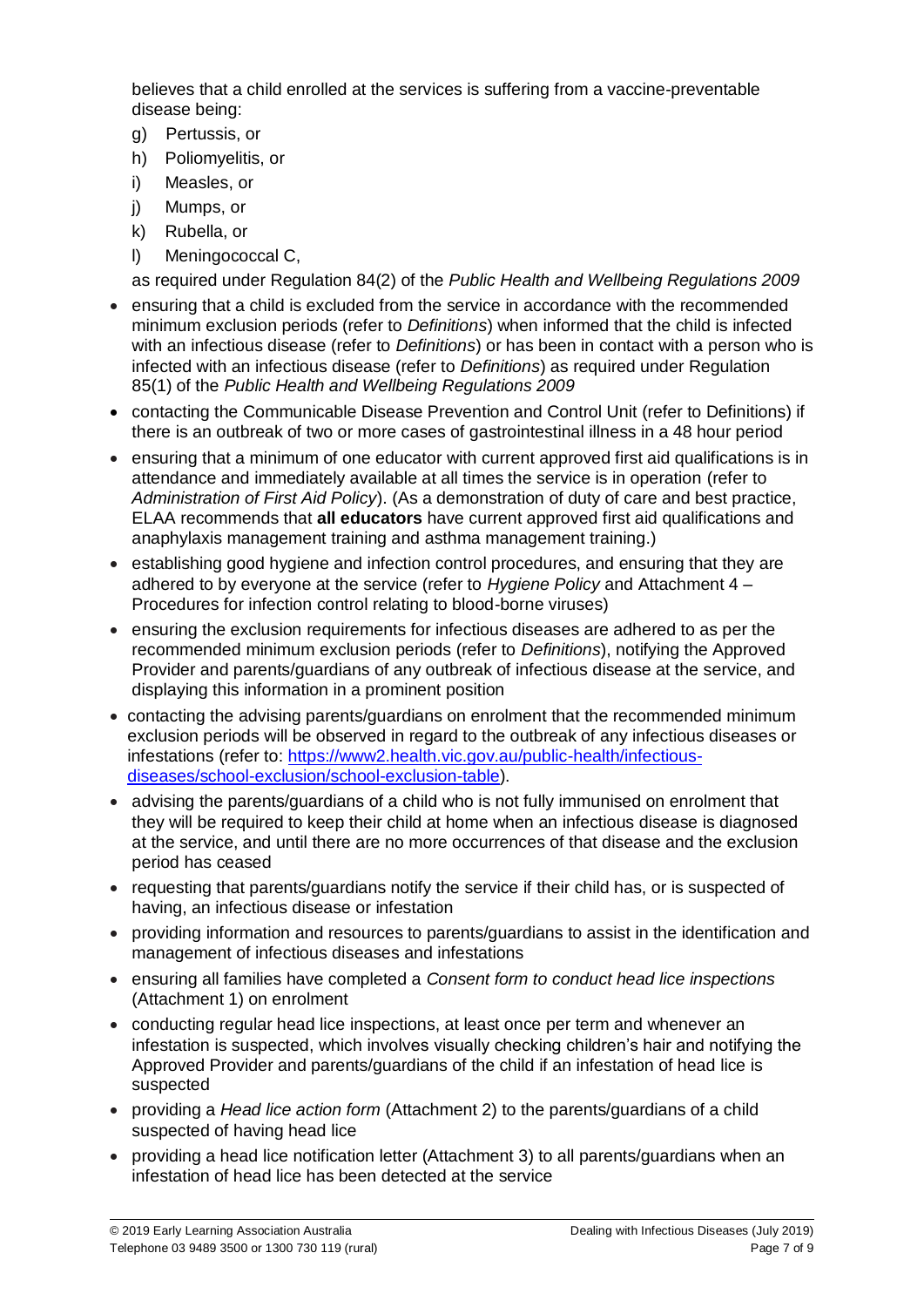believes that a child enrolled at the services is suffering from a vaccine-preventable disease being:

g) Pertussis, or
h) Poliomyelitis, or
i) Measles, or
j) Mumps, or
k) Rubella, or
l) Meningococcal C,

as required under Regulation 84(2) of the *Public Health and Wellbeing Regulations 2009*

- ensuring that a child is excluded from the service in accordance with the recommended minimum exclusion periods (refer to *Definitions*) when informed that the child is infected with an infectious disease (refer to *Definitions*) or has been in contact with a person who is infected with an infectious disease (refer to *Definitions*) as required under Regulation 85(1) of the *Public Health and Wellbeing Regulations 2009*
- contacting the Communicable Disease Prevention and Control Unit (refer to Definitions) if there is an outbreak of two or more cases of gastrointestinal illness in a 48 hour period
- ensuring that a minimum of one educator with current approved first aid qualifications is in attendance and immediately available at all times the service is in operation (refer to *Administration of First Aid Policy*). (As a demonstration of duty of care and best practice, ELAA recommends that **all educators** have current approved first aid qualifications and anaphylaxis management training and asthma management training.)
- establishing good hygiene and infection control procedures, and ensuring that they are adhered to by everyone at the service (refer to *Hygiene Policy* and Attachment 4 – Procedures for infection control relating to blood-borne viruses)
- ensuring the exclusion requirements for infectious diseases are adhered to as per the recommended minimum exclusion periods (refer to *Definitions*), notifying the Approved Provider and parents/guardians of any outbreak of infectious disease at the service, and displaying this information in a prominent position
- contacting the advising parents/guardians on enrolment that the recommended minimum exclusion periods will be observed in regard to the outbreak of any infectious diseases or infestations (refer to: [https://www2.health.vic.gov.au/public-health/infectious-diseases/school-exclusion/school-exclusion-table](https://www2.health.vic.gov.au/public-health/infectious-diseases/school-exclusion/school-exclusion-table)).
- advising the parents/guardians of a child who is not fully immunised on enrolment that they will be required to keep their child at home when an infectious disease is diagnosed at the service, and until there are no more occurrences of that disease and the exclusion period has ceased
- requesting that parents/guardians notify the service if their child has, or is suspected of having, an infectious disease or infestation
- providing information and resources to parents/guardians to assist in the identification and management of infectious diseases and infestations
- ensuring all families have completed a *Consent form to conduct head lice inspections* (Attachment 1) on enrolment
- conducting regular head lice inspections, at least once per term and whenever an infestation is suspected, which involves visually checking children's hair and notifying the Approved Provider and parents/guardians of the child if an infestation of head lice is suspected
- providing a *Head lice action form* (Attachment 2) to the parents/guardians of a child suspected of having head lice
- providing a head lice notification letter (Attachment 3) to all parents/guardians when an infestation of head lice has been detected at the service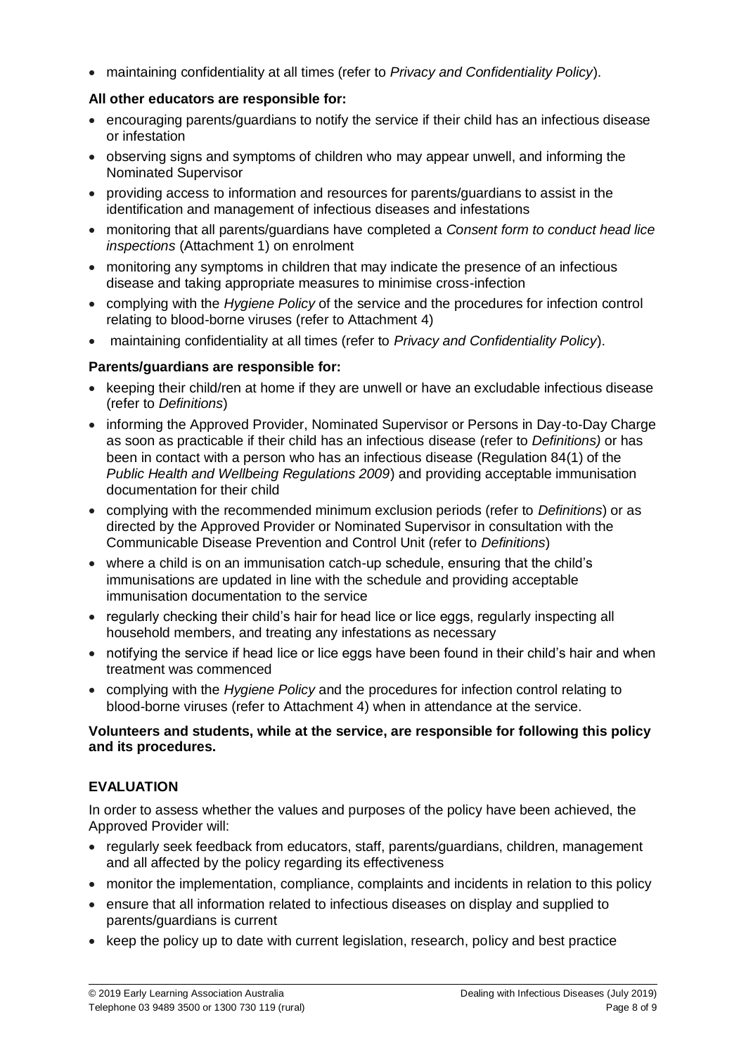- maintaining confidentiality at all times (refer to *Privacy and Confidentiality Policy*).

**All other educators are responsible for:**

- encouraging parents/guardians to notify the service if their child has an infectious disease or infestation
- observing signs and symptoms of children who may appear unwell, and informing the Nominated Supervisor
- providing access to information and resources for parents/guardians to assist in the identification and management of infectious diseases and infestations
- monitoring that all parents/guardians have completed a *Consent form to conduct head lice inspections* (Attachment 1) on enrolment
- monitoring any symptoms in children that may indicate the presence of an infectious disease and taking appropriate measures to minimise cross-infection
- complying with the *Hygiene Policy* of the service and the procedures for infection control relating to blood-borne viruses (refer to Attachment 4)
- maintaining confidentiality at all times (refer to *Privacy and Confidentiality Policy*).

**Parents/guardians are responsible for:**

- keeping their child/ren at home if they are unwell or have an excludable infectious disease (refer to *Definitions*)
- informing the Approved Provider, Nominated Supervisor or Persons in Day-to-Day Charge as soon as practicable if their child has an infectious disease (refer to *Definitions)* or has been in contact with a person who has an infectious disease (Regulation 84(1) of the *Public Health and Wellbeing Regulations 2009*) and providing acceptable immunisation documentation for their child
- complying with the recommended minimum exclusion periods (refer to *Definitions*) or as directed by the Approved Provider or Nominated Supervisor in consultation with the Communicable Disease Prevention and Control Unit (refer to *Definitions*)
- where a child is on an immunisation catch-up schedule, ensuring that the child's immunisations are updated in line with the schedule and providing acceptable immunisation documentation to the service
- regularly checking their child's hair for head lice or lice eggs, regularly inspecting all household members, and treating any infestations as necessary
- notifying the service if head lice or lice eggs have been found in their child's hair and when treatment was commenced
- complying with the *Hygiene Policy* and the procedures for infection control relating to blood-borne viruses (refer to Attachment 4) when in attendance at the service.

**Volunteers and students, while at the service, are responsible for following this policy and its procedures.**

## EVALUATION

In order to assess whether the values and purposes of the policy have been achieved, the Approved Provider will:

- regularly seek feedback from educators, staff, parents/guardians, children, management and all affected by the policy regarding its effectiveness
- monitor the implementation, compliance, complaints and incidents in relation to this policy
- ensure that all information related to infectious diseases on display and supplied to parents/guardians is current
- keep the policy up to date with current legislation, research, policy and best practice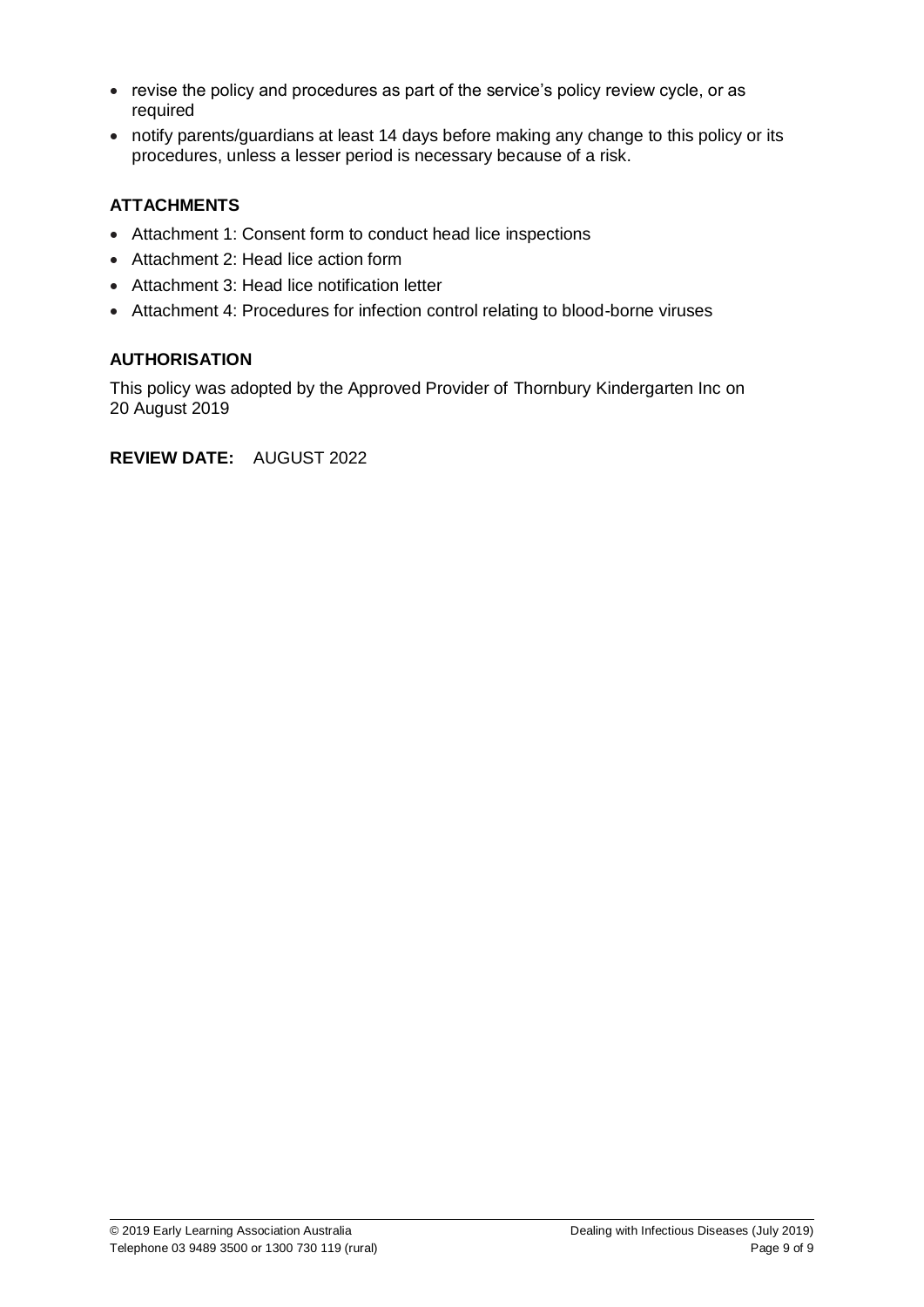- revise the policy and procedures as part of the service's policy review cycle, or as required
- notify parents/guardians at least 14 days before making any change to this policy or its procedures, unless a lesser period is necessary because of a risk.

## ATTACHMENTS

- Attachment 1: Consent form to conduct head lice inspections
- Attachment 2: Head lice action form
- Attachment 3: Head lice notification letter
- Attachment 4: Procedures for infection control relating to blood-borne viruses

## AUTHORISATION

This policy was adopted by the Approved Provider of Thornbury Kindergarten Inc on 20 August 2019

**REVIEW DATE:** AUGUST 2022